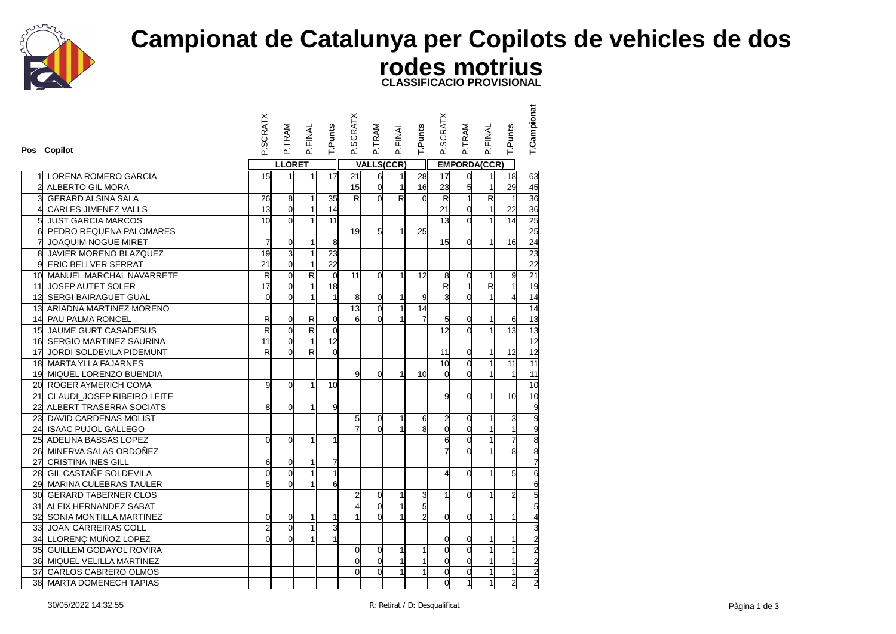# Campionat de Catalunya per Copilots de vehicles de dos rodes motrius

**CLASSIFICACIO PROVISIONAL**

| Pos | Copilot | P.SCRATX | P.TRAM | P.FINAL | T.Punts | P.SCRATX | P.TRAM | P.FINAL | T.Punts | P.SCRATX | P.TRAM | P.FINAL | T.Punts | T.Campionat |
|---|---|---|---|---|---|---|---|---|---|---|---|---|---|---|
| | | LLORET | | | | VALLS(CCR) | | | | EMPORDA(CCR) | | | | |
| 1 | LORENA ROMERO GARCIA | 15 | 1 | 1 | 17 | 21 | 6 | 1 | 28 | 17 | 0 | 1 | 18 | 63 |
| 2 | ALBERTO GIL MORA | | | | | 15 | 0 | 1 | 16 | 23 | 5 | 1 | 29 | 45 |
| 3 | GERARD ALSINA SALA | 26 | 8 | 1 | 35 | R | 0 | R | 0 | R | 1 | R | 1 | 36 |
| 4 | CARLES JIMENEZ VALLS | 13 | 0 | 1 | 14 | | | | | 21 | 0 | 1 | 22 | 36 |
| 5 | JUST GARCIA MARCOS | 10 | 0 | 1 | 11 | | | | | 13 | 0 | 1 | 14 | 25 |
| 6 | PEDRO REQUENA PALOMARES | | | | | 19 | 5 | 1 | 25 | | | | | 25 |
| 7 | JOAQUIM NOGUE MIRET | 7 | 0 | 1 | 8 | | | | | 15 | 0 | 1 | 16 | 24 |
| 8 | JAVIER MORENO BLAZQUEZ | 19 | 3 | 1 | 23 | | | | | | | | | 23 |
| 9 | ERIC BELLVER SERRAT | 21 | 0 | 1 | 22 | | | | | | | | | 22 |
| 10 | MANUEL MARCHAL NAVARRETE | R | 0 | R | 0 | 11 | 0 | 1 | 12 | 8 | 0 | 1 | 9 | 21 |
| 11 | JOSEP AUTET SOLER | 17 | 0 | 1 | 18 | | | | | R | 1 | R | 1 | 19 |
| 12 | SERGI BAIRAGUET GUAL | 0 | 0 | 1 | 1 | 8 | 0 | 1 | 9 | 3 | 0 | 1 | 4 | 14 |
| 13 | ARIADNA MARTINEZ MORENO | | | | | 13 | 0 | 1 | 14 | | | | | 14 |
| 14 | PAU PALMA RONCEL | R | 0 | R | 0 | 6 | 0 | 1 | 7 | 5 | 0 | 1 | 6 | 13 |
| 15 | JAUME GURT CASADESUS | R | 0 | R | 0 | | | | | 12 | 0 | 1 | 13 | 13 |
| 16 | SERGIO MARTINEZ SAURINA | 11 | 0 | 1 | 12 | | | | | | | | | 12 |
| 17 | JORDI SOLDEVILA PIDEMUNT | R | 0 | R | 0 | | | | | 11 | 0 | 1 | 12 | 12 |
| 18 | MARTA YLLA FAJARNES | | | | | | | | | 10 | 0 | 1 | 11 | 11 |
| 19 | MIQUEL LORENZO BUENDIA | | | | | 9 | 0 | 1 | 10 | 0 | 0 | 1 | 1 | 11 |
| 20 | ROGER AYMERICH COMA | 9 | 0 | 1 | 10 | | | | | | | | | 10 |
| 21 | CLAUDI_JOSEP RIBEIRO LEITE | | | | | | | | | 9 | 0 | 1 | 10 | 10 |
| 22 | ALBERT TRASERRA SOCIATS | 8 | 0 | 1 | 9 | | | | | | | | | 9 |
| 23 | DAVID CARDENAS MOLIST | | | | | 5 | 0 | 1 | 6 | 2 | 0 | 1 | 3 | 9 |
| 24 | ISAAC PUJOL GALLEGO | | | | | 7 | 0 | 1 | 8 | 0 | 0 | 1 | 1 | 9 |
| 25 | ADELINA BASSAS LOPEZ | 0 | 0 | 1 | 1 | | | | | 6 | 0 | 1 | 7 | 8 |
| 26 | MINERVA SALAS ORDOÑEZ | | | | | | | | | 7 | 0 | 1 | 8 | 8 |
| 27 | CRISTINA INES GILL | 6 | 0 | 1 | 7 | | | | | | | | | 7 |
| 28 | GIL CASTAÑE SOLDEVILA | 0 | 0 | 1 | 1 | | | | | 4 | 0 | 1 | 5 | 6 |
| 29 | MARINA CULEBRAS TAULER | 5 | 0 | 1 | 6 | | | | | | | | | 6 |
| 30 | GERARD TABERNER CLOS | | | | | 2 | 0 | 1 | 3 | 1 | 0 | 1 | 2 | 5 |
| 31 | ALEIX HERNANDEZ SABAT | | | | | 4 | 0 | 1 | 5 | | | | | 5 |
| 32 | SONIA MONTILLA MARTINEZ | 0 | 0 | 1 | 1 | 1 | 0 | 1 | 2 | 0 | 0 | 1 | 1 | 4 |
| 33 | JOAN CARREIRAS COLL | 2 | 0 | 1 | 3 | | | | | | | | | 3 |
| 34 | LLORENÇ MUÑOZ LOPEZ | 0 | 0 | 1 | 1 | | | | | 0 | 0 | 1 | 1 | 2 |
| 35 | GUILLEM GODAYOL ROVIRA | | | | | 0 | 0 | 1 | 1 | 0 | 0 | 1 | 1 | 2 |
| 36 | MIQUEL VELILLA MARTINEZ | | | | | 0 | 0 | 1 | 1 | 0 | 0 | 1 | 1 | 2 |
| 37 | CARLOS CABRERO OLMOS | | | | | 0 | 0 | 1 | 1 | 0 | 0 | 1 | 1 | 2 |
| 38 | MARTA DOMENECH TAPIAS | | | | | | | | | 0 | 1 | 1 | 2 | 2 |

30/05/2022 14:32:55

R: Retirat / D: Desqualificat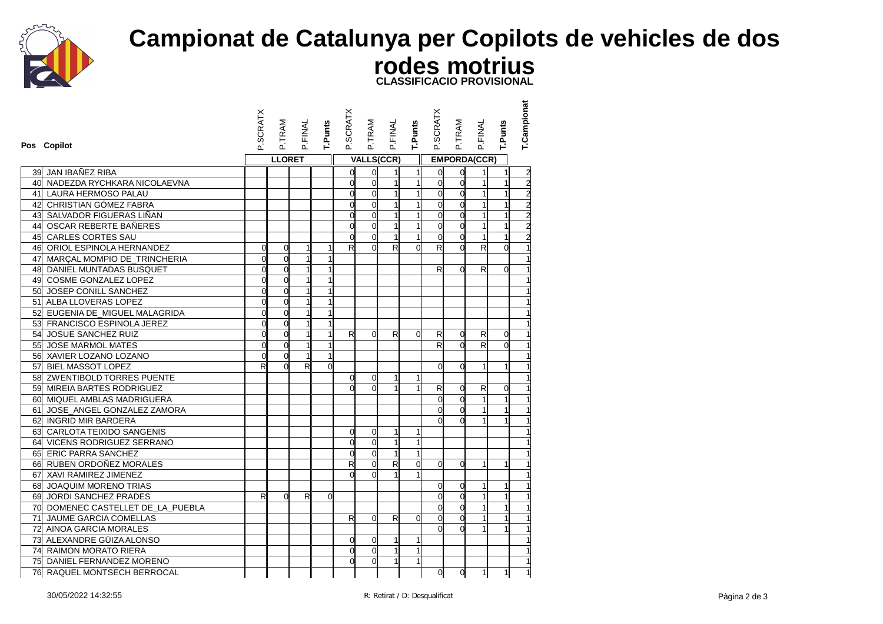# Campionat de Catalunya per Copilots de vehicles de dos rodes motrius

**CLASSIFICACIO PROVISIONAL**

| Pos | Copilot | P.SCRATX | P.TRAM | P.FINAL | T.Punts | P.SCRATX | P.TRAM | P.FINAL | T.Punts | P.SCRATX | P.TRAM | P.FINAL | T.Punts | T.Campionat |
|---|---|---|---|---|---|---|---|---|---|---|---|---|---|---|
| | | LLORET | | | | VALLS(CCR) | | | | EMPORDA(CCR) | | | | |
| 39 | JAN IBAÑEZ RIBA | | | | | 0 | 0 | 1 | 1 | 0 | 0 | 1 | 1 | 2 |
| 40 | NADEZDA RYCHKARA NICOLAEVNA | | | | | 0 | 0 | 1 | 1 | 0 | 0 | 1 | 1 | 2 |
| 41 | LAURA HERMOSO PALAU | | | | | 0 | 0 | 1 | 1 | 0 | 0 | 1 | 1 | 2 |
| 42 | CHRISTIAN GÓMEZ FABRA | | | | | 0 | 0 | 1 | 1 | 0 | 0 | 1 | 1 | 2 |
| 43 | SALVADOR FIGUERAS LIÑAN | | | | | 0 | 0 | 1 | 1 | 0 | 0 | 1 | 1 | 2 |
| 44 | OSCAR REBERTE BAÑERES | | | | | 0 | 0 | 1 | 1 | 0 | 0 | 1 | 1 | 2 |
| 45 | CARLES CORTES SAU | | | | | 0 | 0 | 1 | 1 | 0 | 0 | 1 | 1 | 2 |
| 46 | ORIOL ESPINOLA HERNANDEZ | 0 | 0 | 1 | 1 | R | 0 | R | 0 | R | 0 | R | 0 | 1 |
| 47 | MARÇAL MOMPIO DE_TRINCHERIA | 0 | 0 | 1 | 1 | | | | | | | | | 1 |
| 48 | DANIEL MUNTADAS BUSQUET | 0 | 0 | 1 | 1 | | | | | R | 0 | R | 0 | 1 |
| 49 | COSME GONZALEZ LOPEZ | 0 | 0 | 1 | 1 | | | | | | | | | 1 |
| 50 | JOSEP CONILL SANCHEZ | 0 | 0 | 1 | 1 | | | | | | | | | 1 |
| 51 | ALBA LLOVERAS LOPEZ | 0 | 0 | 1 | 1 | | | | | | | | | 1 |
| 52 | EUGENIA DE_MIGUEL MALAGRIDA | 0 | 0 | 1 | 1 | | | | | | | | | 1 |
| 53 | FRANCISCO ESPINOLA JEREZ | 0 | 0 | 1 | 1 | | | | | | | | | 1 |
| 54 | JOSUE SANCHEZ RUIZ | 0 | 0 | 1 | 1 | R | 0 | R | 0 | R | 0 | R | 0 | 1 |
| 55 | JOSE MARMOL MATES | 0 | 0 | 1 | 1 | | | | | R | 0 | R | 0 | 1 |
| 56 | XAVIER LOZANO LOZANO | 0 | 0 | 1 | 1 | | | | | | | | | 1 |
| 57 | BIEL MASSOT LOPEZ | R | 0 | R | 0 | | | | | 0 | 0 | 1 | 1 | 1 |
| 58 | ZWENTIBOLD TORRES PUENTE | | | | | 0 | 0 | 1 | 1 | | | | | 1 |
| 59 | MIREIA BARTES RODRIGUEZ | | | | | 0 | 0 | 1 | 1 | R | 0 | R | 0 | 1 |
| 60 | MIQUEL AMBLAS MADRIGUERA | | | | | | | | | 0 | 0 | 1 | 1 | 1 |
| 61 | JOSE_ANGEL GONZALEZ ZAMORA | | | | | | | | | 0 | 0 | 1 | 1 | 1 |
| 62 | INGRID MIR BARDERA | | | | | | | | | 0 | 0 | 1 | 1 | 1 |
| 63 | CARLOTA TEIXIDO SANGENIS | | | | | 0 | 0 | 1 | 1 | | | | | 1 |
| 64 | VICENS RODRIGUEZ SERRANO | | | | | 0 | 0 | 1 | 1 | | | | | 1 |
| 65 | ERIC PARRA SANCHEZ | | | | | 0 | 0 | 1 | 1 | | | | | 1 |
| 66 | RUBEN ORDOÑEZ MORALES | | | | | R | 0 | R | 0 | 0 | 0 | 1 | 1 | 1 |
| 67 | XAVI RAMIREZ JIMENEZ | | | | | 0 | 0 | 1 | 1 | | | | | 1 |
| 68 | JOAQUIM MORENO TRIAS | | | | | | | | | 0 | 0 | 1 | 1 | 1 |
| 69 | JORDI SANCHEZ PRADES | R | 0 | R | 0 | | | | | 0 | 0 | 1 | 1 | 1 |
| 70 | DOMENEC CASTELLET DE_LA_PUEBLA | | | | | | | | | 0 | 0 | 1 | 1 | 1 |
| 71 | JAUME GARCIA COMELLAS | | | | | R | 0 | R | 0 | 0 | 0 | 1 | 1 | 1 |
| 72 | AINOA GARCIA MORALES | | | | | | | | | 0 | 0 | 1 | 1 | 1 |
| 73 | ALEXANDRE GÜIZA ALONSO | | | | | 0 | 0 | 1 | 1 | | | | | 1 |
| 74 | RAIMON MORATO RIERA | | | | | 0 | 0 | 1 | 1 | | | | | 1 |
| 75 | DANIEL FERNANDEZ MORENO | | | | | 0 | 0 | 1 | 1 | | | | | 1 |
| 76 | RAQUEL MONTSECH BERROCAL | | | | | | | | | 0 | 0 | 1 | 1 | 1 |

30/05/2022 14:32:55

R: Retirat / D: Desqualificat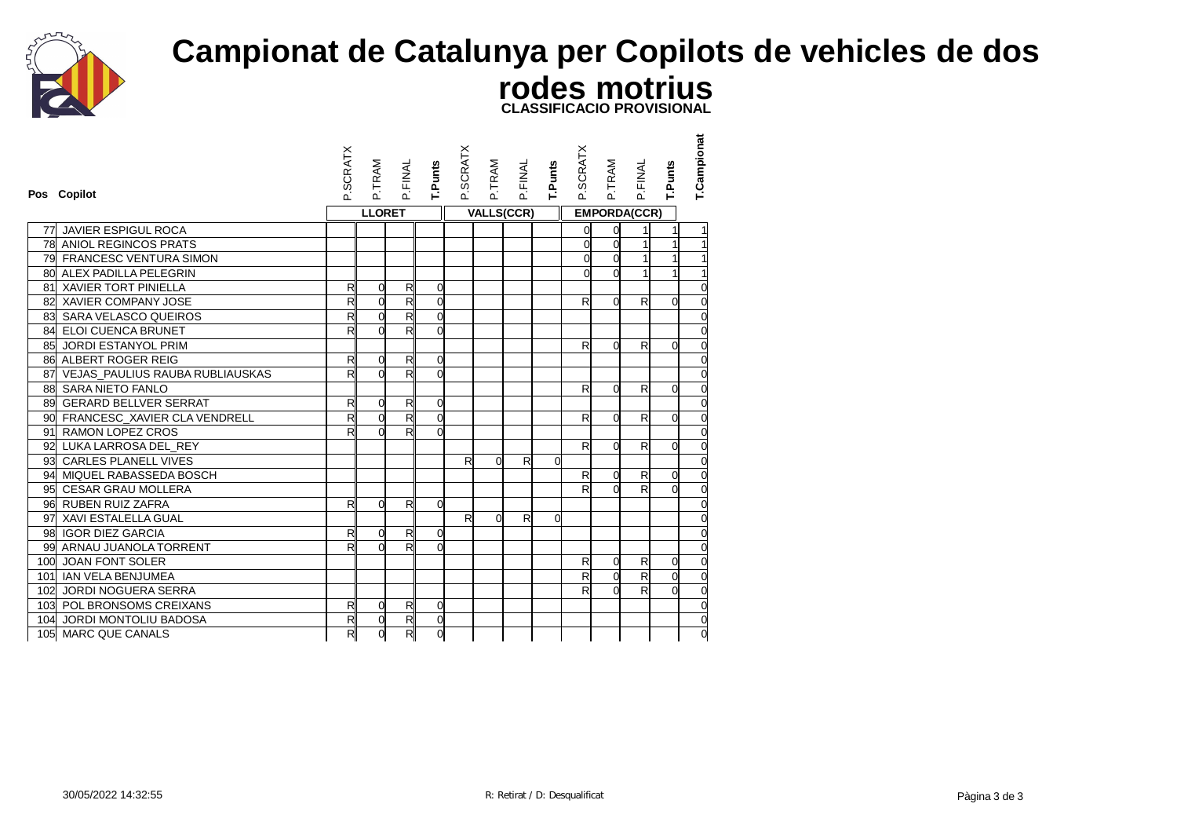# Campionat de Catalunya per Copilots de vehicles de dos rodes motrius

**CLASSIFICACIO PROVISIONAL**

| Pos | Copilot | P.SCRATX | P.TRAM | P.FINAL | T.Punts | P.SCRATX | P.TRAM | P.FINAL | T.Punts | P.SCRATX | P.TRAM | P.FINAL | T.Punts | T.Campionat |
|---|---|---|---|---|---|---|---|---|---|---|---|---|---|---|
| | | LLORET | | | | VALLS(CCR) | | | | EMPORDA(CCR) | | | | |
| 77 | JAVIER ESPIGUL ROCA | | | | | | | | | 0 | 0 | 1 | 1 | 1 |
| 78 | ANIOL REGINCOS PRATS | | | | | | | | | 0 | 0 | 1 | 1 | 1 |
| 79 | FRANCESC VENTURA SIMON | | | | | | | | | 0 | 0 | 1 | 1 | 1 |
| 80 | ALEX PADILLA PELEGRIN | | | | | | | | | 0 | 0 | 1 | 1 | 1 |
| 81 | XAVIER TORT PINIELLA | R | 0 | R | 0 | | | | | | | | | 0 |
| 82 | XAVIER COMPANY JOSE | R | 0 | R | 0 | | | | | R | 0 | R | 0 | 0 |
| 83 | SARA VELASCO QUEIROS | R | 0 | R | 0 | | | | | | | | | 0 |
| 84 | ELOI CUENCA BRUNET | R | 0 | R | 0 | | | | | | | | | 0 |
| 85 | JORDI ESTANYOL PRIM | | | | | | | | | R | 0 | R | 0 | 0 |
| 86 | ALBERT ROGER REIG | R | 0 | R | 0 | | | | | | | | | 0 |
| 87 | VEJAS_PAULIUS RAUBA RUBLIAUSKAS | R | 0 | R | 0 | | | | | | | | | 0 |
| 88 | SARA NIETO FANLO | | | | | | | | | R | 0 | R | 0 | 0 |
| 89 | GERARD BELLVER SERRAT | R | 0 | R | 0 | | | | | | | | | 0 |
| 90 | FRANCESC_XAVIER CLA VENDRELL | R | 0 | R | 0 | | | | | R | 0 | R | 0 | 0 |
| 91 | RAMON LOPEZ CROS | R | 0 | R | 0 | | | | | | | | | 0 |
| 92 | LUKA LARROSA DEL_REY | | | | | | | | | R | 0 | R | 0 | 0 |
| 93 | CARLES PLANELL VIVES | | | | | R | 0 | R | 0 | | | | | 0 |
| 94 | MIQUEL RABASSEDA BOSCH | | | | | | | | | R | 0 | R | 0 | 0 |
| 95 | CESAR GRAU MOLLERA | | | | | | | | | R | 0 | R | 0 | 0 |
| 96 | RUBEN RUIZ ZAFRA | R | 0 | R | 0 | | | | | | | | | 0 |
| 97 | XAVI ESTALELLA GUAL | | | | | R | 0 | R | 0 | | | | | 0 |
| 98 | IGOR DIEZ GARCIA | R | 0 | R | 0 | | | | | | | | | 0 |
| 99 | ARNAU JUANOLA TORRENT | R | 0 | R | 0 | | | | | | | | | 0 |
| 100 | JOAN FONT SOLER | | | | | | | | | R | 0 | R | 0 | 0 |
| 101 | IAN VELA BENJUMEA | | | | | | | | | R | 0 | R | 0 | 0 |
| 102 | JORDI NOGUERA SERRA | | | | | | | | | R | 0 | R | 0 | 0 |
| 103 | POL BRONSOMS CREIXANS | R | 0 | R | 0 | | | | | | | | | 0 |
| 104 | JORDI MONTOLIU BADOSA | R | 0 | R | 0 | | | | | | | | | 0 |
| 105 | MARC QUE CANALS | R | 0 | R | 0 | | | | | | | | | 0 |

30/05/2022 14:32:55

R: Retirat / D: Desqualificat